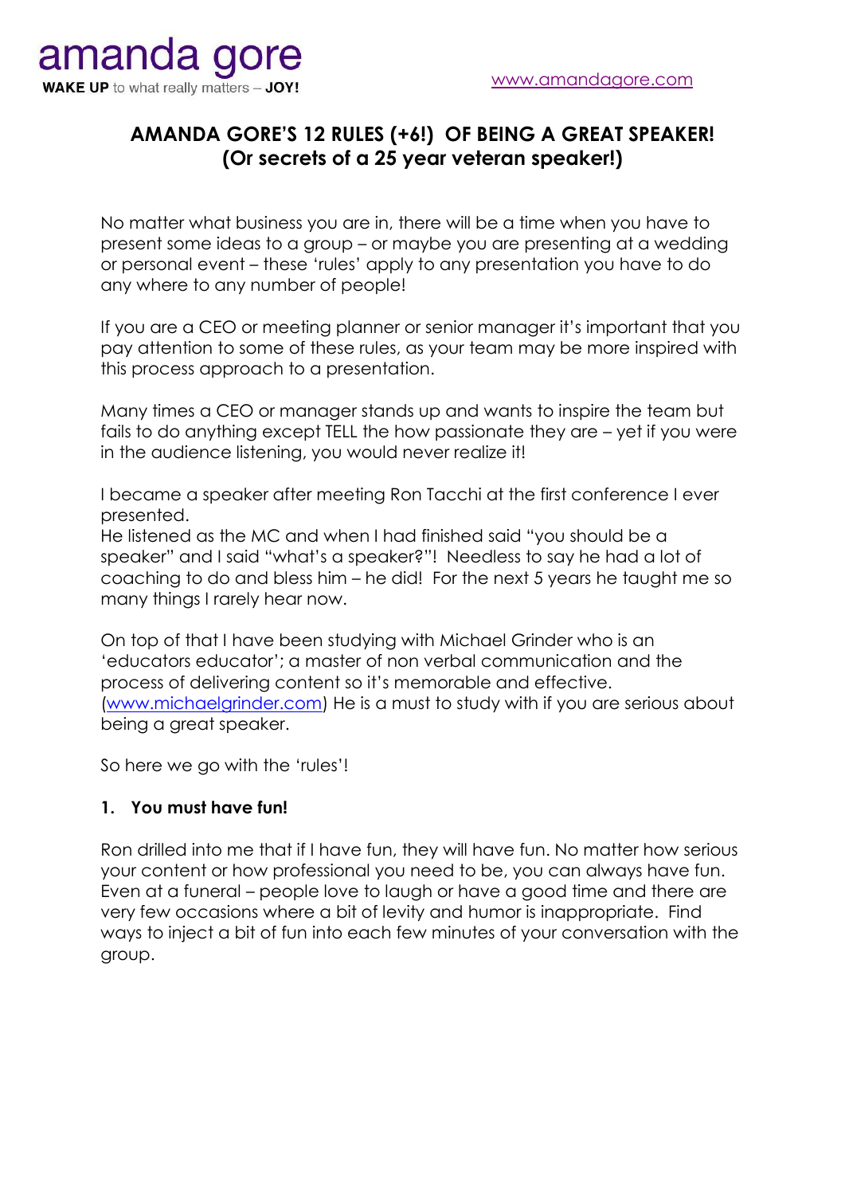amanda gore

**WAKE UP** to what really matters – **JOY!**

www.amandagore.com

# AMANDA GORE'S 12 RULES (+6!) OF BEING A GREAT SPEAKER! (Or secrets of a 25 year veteran speaker!)

No matter what business you are in, there will be a time when you have to present some ideas to a group – or maybe you are presenting at a wedding or personal event – these 'rules' apply to any presentation you have to do any where to any number of people!

If you are a CEO or meeting planner or senior manager it's important that you pay attention to some of these rules, as your team may be more inspired with this process approach to a presentation.

Many times a CEO or manager stands up and wants to inspire the team but fails to do anything except TELL the how passionate they are – yet if you were in the audience listening, you would never realize it!

I became a speaker after meeting Ron Tacchi at the first conference I ever presented.
He listened as the MC and when I had finished said "you should be a speaker" and I said "what's a speaker?"! Needless to say he had a lot of coaching to do and bless him – he did! For the next 5 years he taught me so many things I rarely hear now.

On top of that I have been studying with Michael Grinder who is an 'educators educator'; a master of non verbal communication and the process of delivering content so it's memorable and effective. (www.michaelgrinder.com) He is a must to study with if you are serious about being a great speaker.

So here we go with the 'rules'!

## 1. You must have fun!

Ron drilled into me that if I have fun, they will have fun. No matter how serious your content or how professional you need to be, you can always have fun. Even at a funeral – people love to laugh or have a good time and there are very few occasions where a bit of levity and humor is inappropriate. Find ways to inject a bit of fun into each few minutes of your conversation with the group.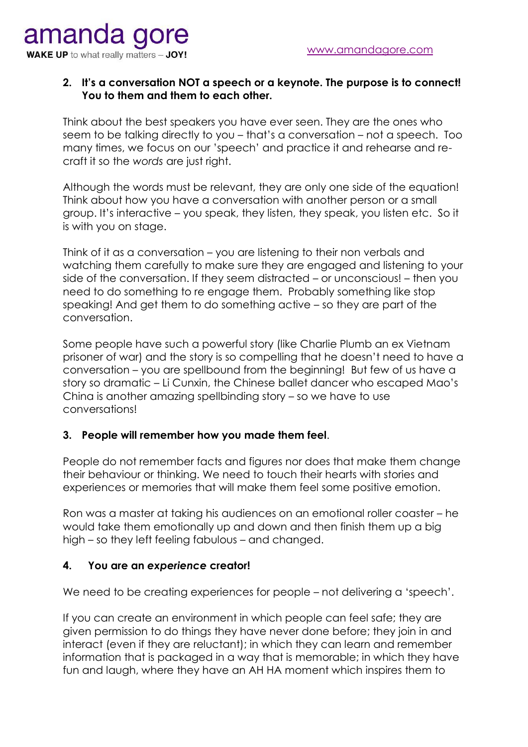2. **It's a conversation NOT a speech or a keynote. The purpose is to connect! You to them and them to each other.**

Think about the best speakers you have ever seen. They are the ones who seem to be talking directly to you – that's a conversation – not a speech. Too many times, we focus on our 'speech' and practice it and rehearse and re-craft it so the *words* are just right.

Although the words must be relevant, they are only one side of the equation! Think about how you have a conversation with another person or a small group. It's interactive – you speak, they listen, they speak, you listen etc. So it is with you on stage.

Think of it as a conversation – you are listening to their non verbals and watching them carefully to make sure they are engaged and listening to your side of the conversation. If they seem distracted – or unconscious! – then you need to do something to re engage them. Probably something like stop speaking! And get them to do something active – so they are part of the conversation.

Some people have such a powerful story (like Charlie Plumb an ex Vietnam prisoner of war) and the story is so compelling that he doesn't need to have a conversation – you are spellbound from the beginning! But few of us have a story so dramatic – Li Cunxin, the Chinese ballet dancer who escaped Mao's China is another amazing spellbinding story – so we have to use conversations!

3. **People will remember how you made them feel**.

People do not remember facts and figures nor does that make them change their behaviour or thinking. We need to touch their hearts with stories and experiences or memories that will make them feel some positive emotion.

Ron was a master at taking his audiences on an emotional roller coaster – he would take them emotionally up and down and then finish them up a big high – so they left feeling fabulous – and changed.

4. **You are an *experience* creator!**

We need to be creating experiences for people – not delivering a 'speech'.

If you can create an environment in which people can feel safe; they are given permission to do things they have never done before; they join in and interact (even if they are reluctant); in which they can learn and remember information that is packaged in a way that is memorable; in which they have fun and laugh, where they have an AH HA moment which inspires them to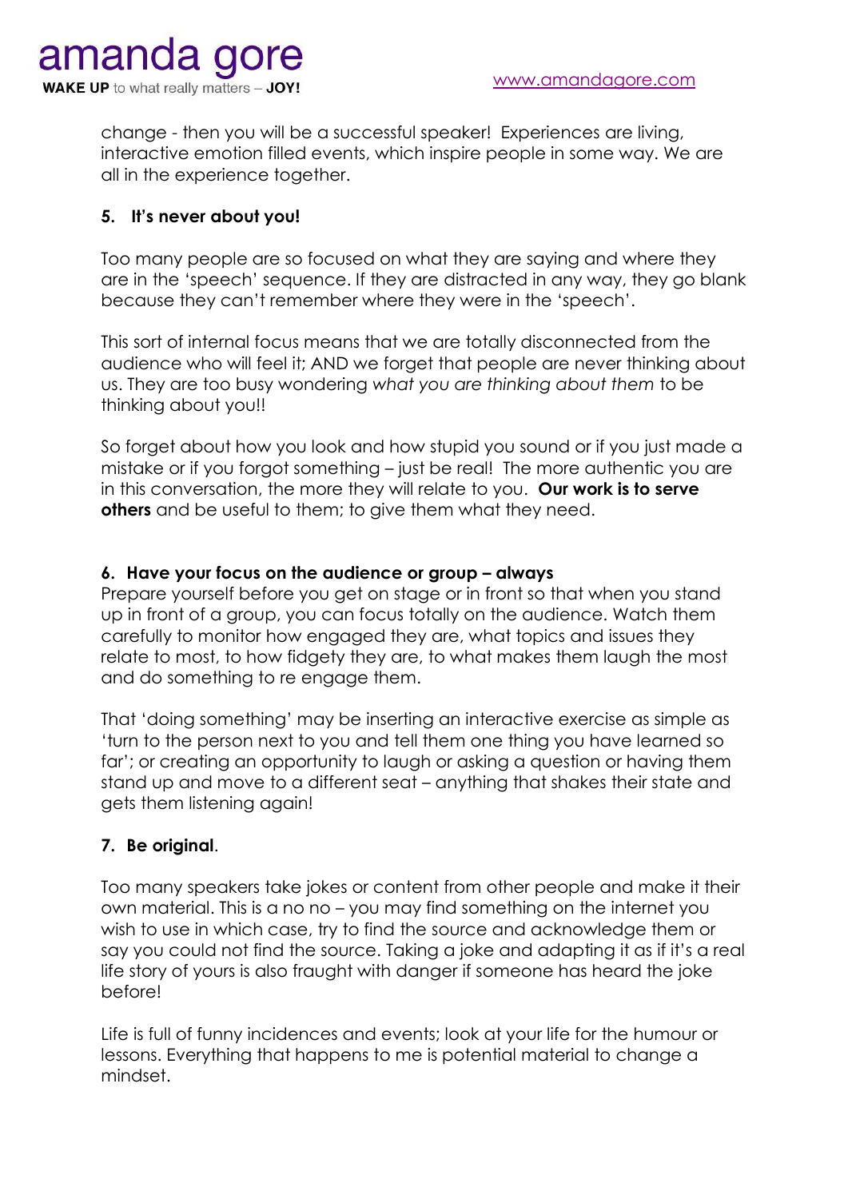change - then you will be a successful speaker! Experiences are living, interactive emotion filled events, which inspire people in some way. We are all in the experience together.

**5. It's never about you!**

Too many people are so focused on what they are saying and where they are in the 'speech' sequence. If they are distracted in any way, they go blank because they can't remember where they were in the 'speech'.

This sort of internal focus means that we are totally disconnected from the audience who will feel it; AND we forget that people are never thinking about us. They are too busy wondering *what you are thinking about them* to be thinking about you!!

So forget about how you look and how stupid you sound or if you just made a mistake or if you forgot something – just be real! The more authentic you are in this conversation, the more they will relate to you. **Our work is to serve others** and be useful to them; to give them what they need.

**6. Have your focus on the audience or group – always**

Prepare yourself before you get on stage or in front so that when you stand up in front of a group, you can focus totally on the audience. Watch them carefully to monitor how engaged they are, what topics and issues they relate to most, to how fidgety they are, to what makes them laugh the most and do something to re engage them.

That 'doing something' may be inserting an interactive exercise as simple as 'turn to the person next to you and tell them one thing you have learned so far'; or creating an opportunity to laugh or asking a question or having them stand up and move to a different seat – anything that shakes their state and gets them listening again!

**7. Be original**.

Too many speakers take jokes or content from other people and make it their own material. This is a no no – you may find something on the internet you wish to use in which case, try to find the source and acknowledge them or say you could not find the source. Taking a joke and adapting it as if it's a real life story of yours is also fraught with danger if someone has heard the joke before!

Life is full of funny incidences and events; look at your life for the humour or lessons. Everything that happens to me is potential material to change a mindset.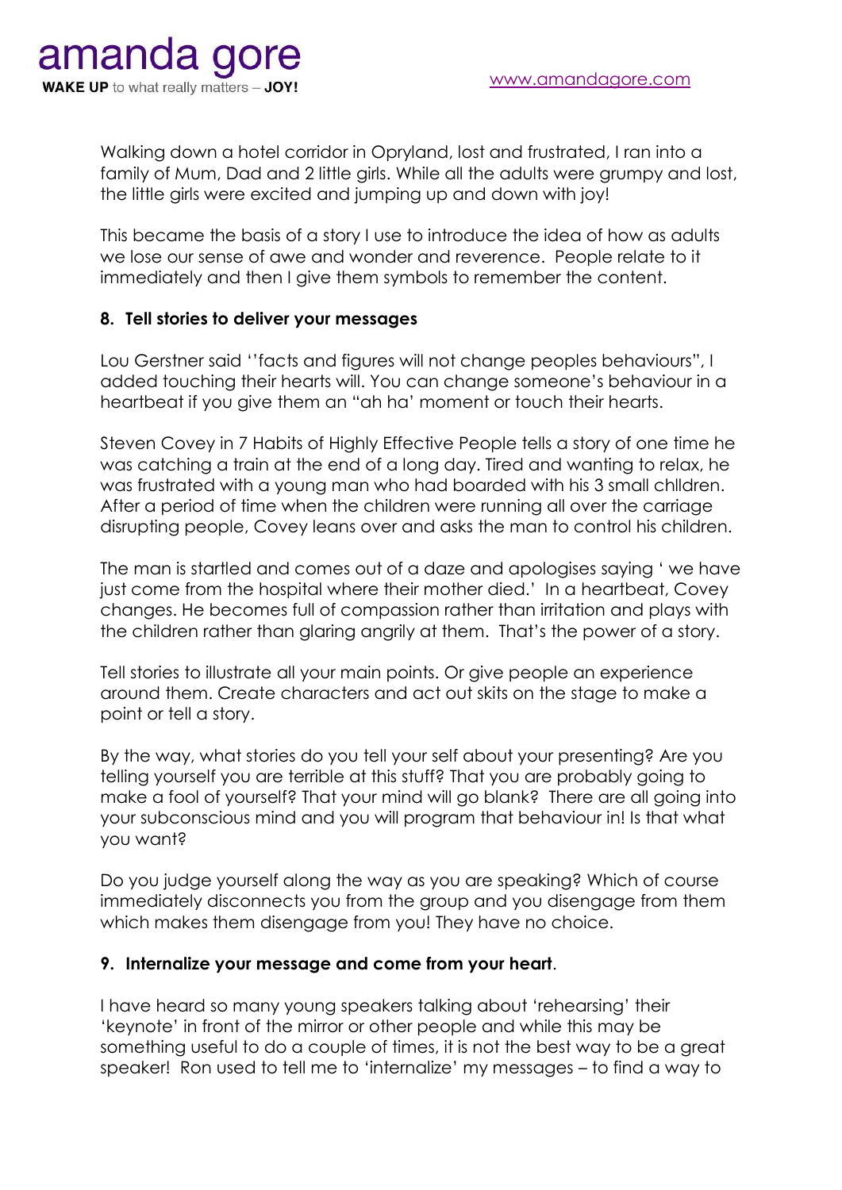Walking down a hotel corridor in Opryland, lost and frustrated, I ran into a family of Mum, Dad and 2 little girls. While all the adults were grumpy and lost, the little girls were excited and jumping up and down with joy!

This became the basis of a story I use to introduce the idea of how as adults we lose our sense of awe and wonder and reverence. People relate to it immediately and then I give them symbols to remember the content.

**8. Tell stories to deliver your messages**

Lou Gerstner said ''facts and figures will not change peoples behaviours", I added touching their hearts will. You can change someone's behaviour in a heartbeat if you give them an "ah ha' moment or touch their hearts.

Steven Covey in 7 Habits of Highly Effective People tells a story of one time he was catching a train at the end of a long day. Tired and wanting to relax, he was frustrated with a young man who had boarded with his 3 small chlldren. After a period of time when the children were running all over the carriage disrupting people, Covey leans over and asks the man to control his children.

The man is startled and comes out of a daze and apologises saying ' we have just come from the hospital where their mother died.' In a heartbeat, Covey changes. He becomes full of compassion rather than irritation and plays with the children rather than glaring angrily at them. That's the power of a story.

Tell stories to illustrate all your main points. Or give people an experience around them. Create characters and act out skits on the stage to make a point or tell a story.

By the way, what stories do you tell your self about your presenting? Are you telling yourself you are terrible at this stuff? That you are probably going to make a fool of yourself? That your mind will go blank? There are all going into your subconscious mind and you will program that behaviour in! Is that what you want?

Do you judge yourself along the way as you are speaking? Which of course immediately disconnects you from the group and you disengage from them which makes them disengage from you! They have no choice.

**9. Internalize your message and come from your heart**.

I have heard so many young speakers talking about 'rehearsing' their 'keynote' in front of the mirror or other people and while this may be something useful to do a couple of times, it is not the best way to be a great speaker! Ron used to tell me to 'internalize' my messages – to find a way to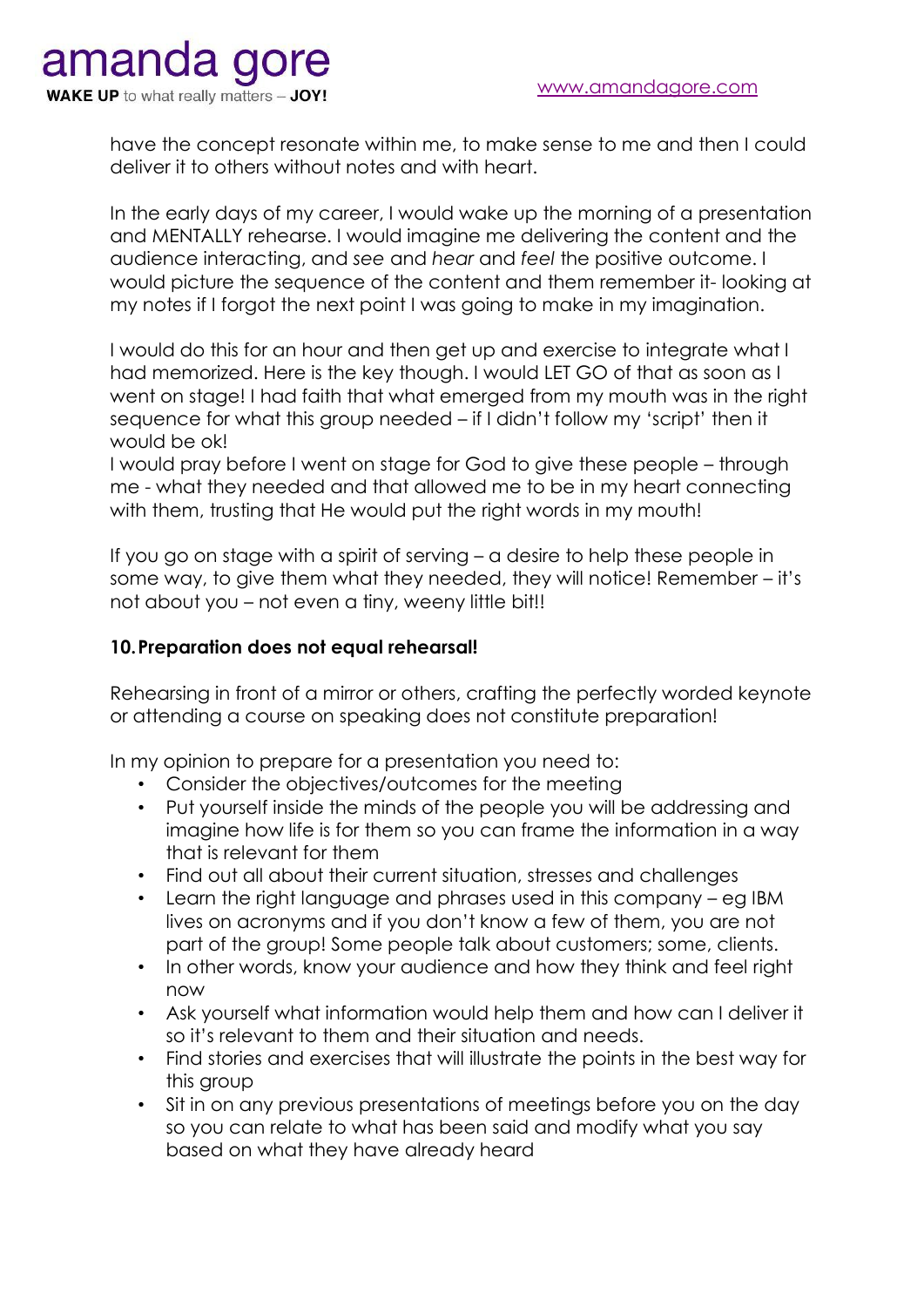have the concept resonate within me, to make sense to me and then I could deliver it to others without notes and with heart.

In the early days of my career, I would wake up the morning of a presentation and MENTALLY rehearse. I would imagine me delivering the content and the audience interacting, and *see* and *hear* and *feel* the positive outcome. I would picture the sequence of the content and them remember it- looking at my notes if I forgot the next point I was going to make in my imagination.

I would do this for an hour and then get up and exercise to integrate what I had memorized. Here is the key though. I would LET GO of that as soon as I went on stage! I had faith that what emerged from my mouth was in the right sequence for what this group needed – if I didn't follow my 'script' then it would be ok!
I would pray before I went on stage for God to give these people – through me - what they needed and that allowed me to be in my heart connecting with them, trusting that He would put the right words in my mouth!

If you go on stage with a spirit of serving – a desire to help these people in some way, to give them what they needed, they will notice! Remember – it's not about you – not even a tiny, weeny little bit!!

**10. Preparation does not equal rehearsal!**

Rehearsing in front of a mirror or others, crafting the perfectly worded keynote or attending a course on speaking does not constitute preparation!

In my opinion to prepare for a presentation you need to:

- Consider the objectives/outcomes for the meeting
- Put yourself inside the minds of the people you will be addressing and imagine how life is for them so you can frame the information in a way that is relevant for them
- Find out all about their current situation, stresses and challenges
- Learn the right language and phrases used in this company – eg IBM lives on acronyms and if you don't know a few of them, you are not part of the group! Some people talk about customers; some, clients.
- In other words, know your audience and how they think and feel right now
- Ask yourself what information would help them and how can I deliver it so it's relevant to them and their situation and needs.
- Find stories and exercises that will illustrate the points in the best way for this group
- Sit in on any previous presentations of meetings before you on the day so you can relate to what has been said and modify what you say based on what they have already heard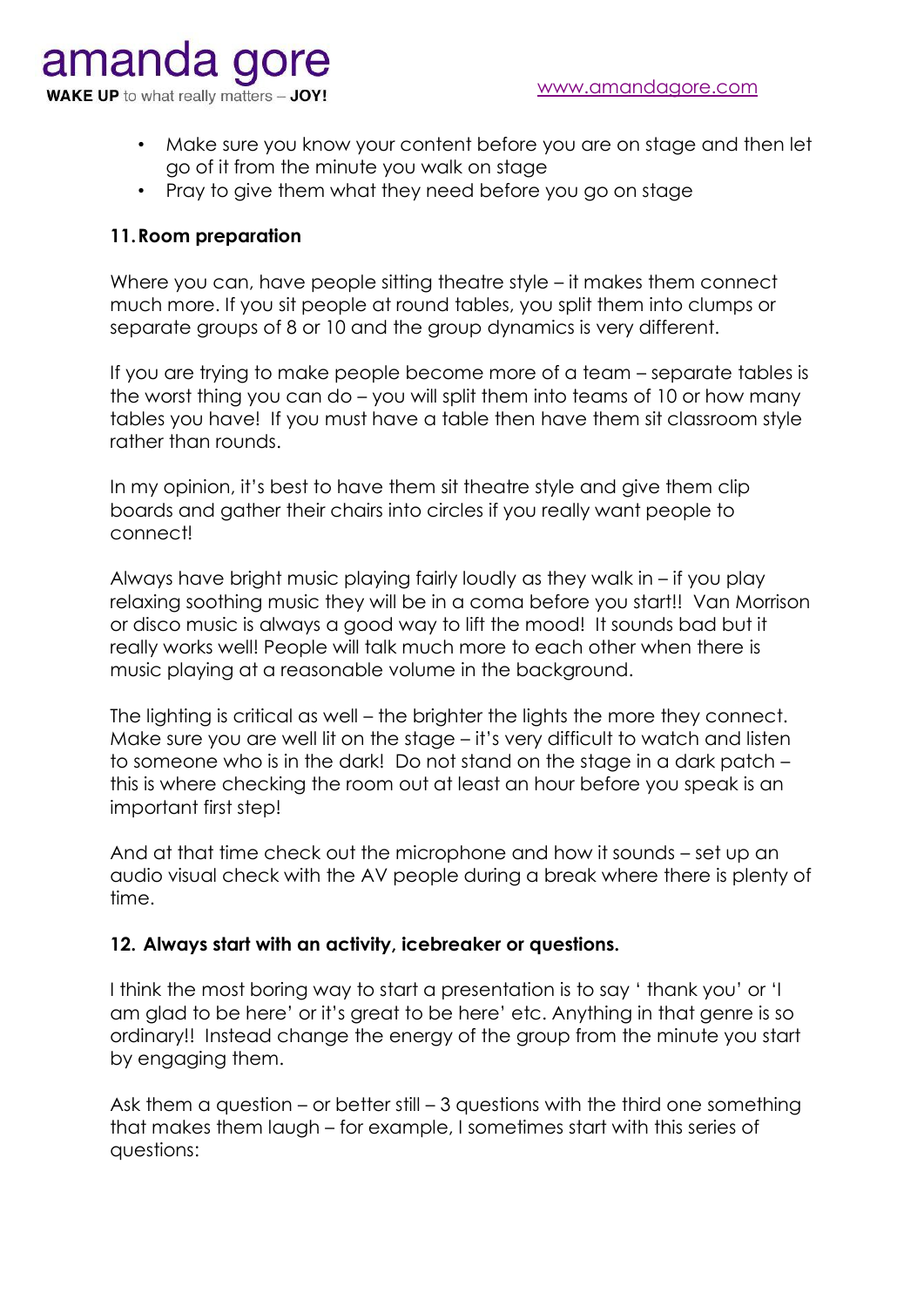- Make sure you know your content before you are on stage and then let go of it from the minute you walk on stage
- Pray to give them what they need before you go on stage

**11. Room preparation**

Where you can, have people sitting theatre style – it makes them connect much more. If you sit people at round tables, you split them into clumps or separate groups of 8 or 10 and the group dynamics is very different.

If you are trying to make people become more of a team – separate tables is the worst thing you can do – you will split them into teams of 10 or how many tables you have! If you must have a table then have them sit classroom style rather than rounds.

In my opinion, it's best to have them sit theatre style and give them clip boards and gather their chairs into circles if you really want people to connect!

Always have bright music playing fairly loudly as they walk in – if you play relaxing soothing music they will be in a coma before you start!! Van Morrison or disco music is always a good way to lift the mood! It sounds bad but it really works well! People will talk much more to each other when there is music playing at a reasonable volume in the background.

The lighting is critical as well – the brighter the lights the more they connect. Make sure you are well lit on the stage – it's very difficult to watch and listen to someone who is in the dark! Do not stand on the stage in a dark patch – this is where checking the room out at least an hour before you speak is an important first step!

And at that time check out the microphone and how it sounds – set up an audio visual check with the AV people during a break where there is plenty of time.

**12. Always start with an activity, icebreaker or questions.**

I think the most boring way to start a presentation is to say ' thank you' or 'I am glad to be here' or it's great to be here' etc. Anything in that genre is so ordinary!! Instead change the energy of the group from the minute you start by engaging them.

Ask them a question – or better still – 3 questions with the third one something that makes them laugh – for example, I sometimes start with this series of questions: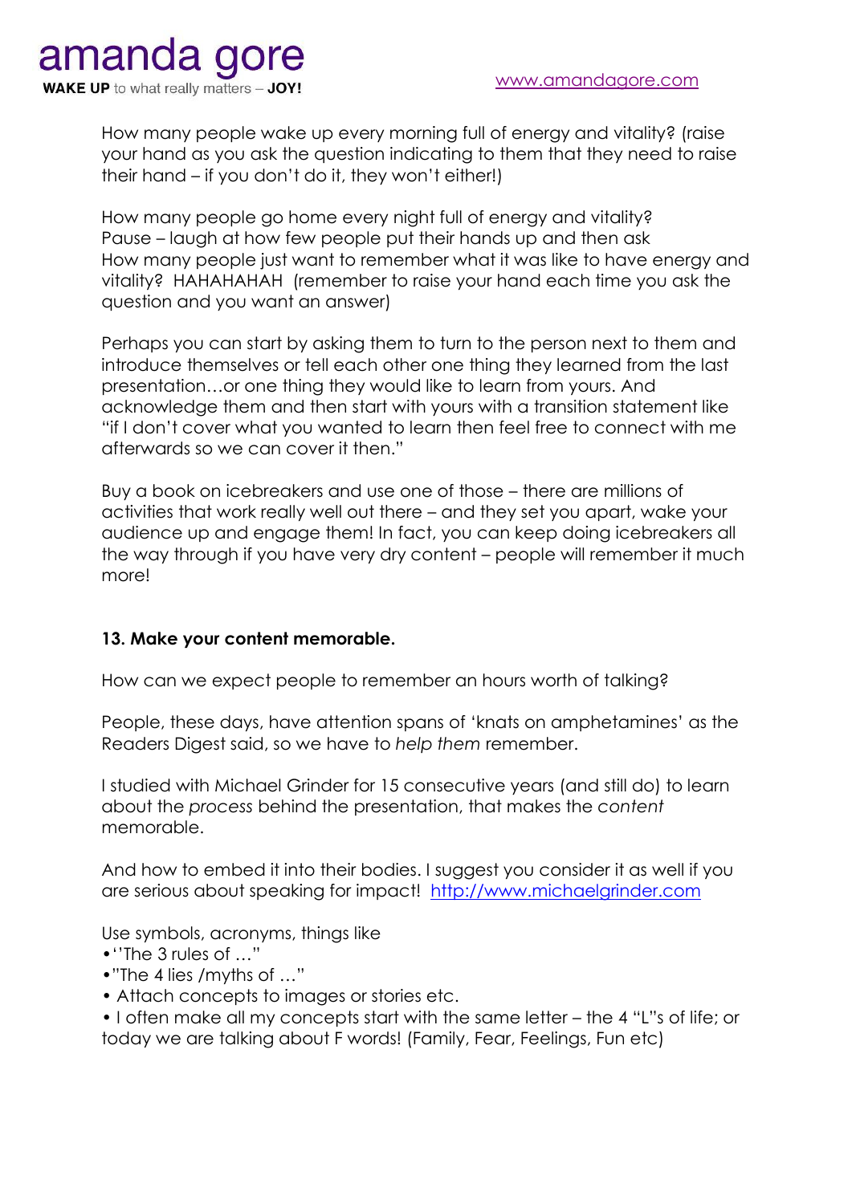How many people wake up every morning full of energy and vitality? (raise your hand as you ask the question indicating to them that they need to raise their hand – if you don't do it, they won't either!)

How many people go home every night full of energy and vitality?
Pause – laugh at how few people put their hands up and then ask
How many people just want to remember what it was like to have energy and vitality? HAHAHAHAH (remember to raise your hand each time you ask the question and you want an answer)

Perhaps you can start by asking them to turn to the person next to them and introduce themselves or tell each other one thing they learned from the last presentation…or one thing they would like to learn from yours. And acknowledge them and then start with yours with a transition statement like "if I don't cover what you wanted to learn then feel free to connect with me afterwards so we can cover it then."

Buy a book on icebreakers and use one of those – there are millions of activities that work really well out there – and they set you apart, wake your audience up and engage them! In fact, you can keep doing icebreakers all the way through if you have very dry content – people will remember it much more!

**13. Make your content memorable.**

How can we expect people to remember an hours worth of talking?

People, these days, have attention spans of 'knats on amphetamines' as the Readers Digest said, so we have to *help them* remember.

I studied with Michael Grinder for 15 consecutive years (and still do) to learn about the *process* behind the presentation, that makes the *content* memorable.

And how to embed it into their bodies. I suggest you consider it as well if you are serious about speaking for impact! http://www.michaelgrinder.com

Use symbols, acronyms, things like

- ''The 3 rules of …"
- "The 4 lies /myths of …"
- Attach concepts to images or stories etc.
- I often make all my concepts start with the same letter – the 4 "L"s of life; or today we are talking about F words! (Family, Fear, Feelings, Fun etc)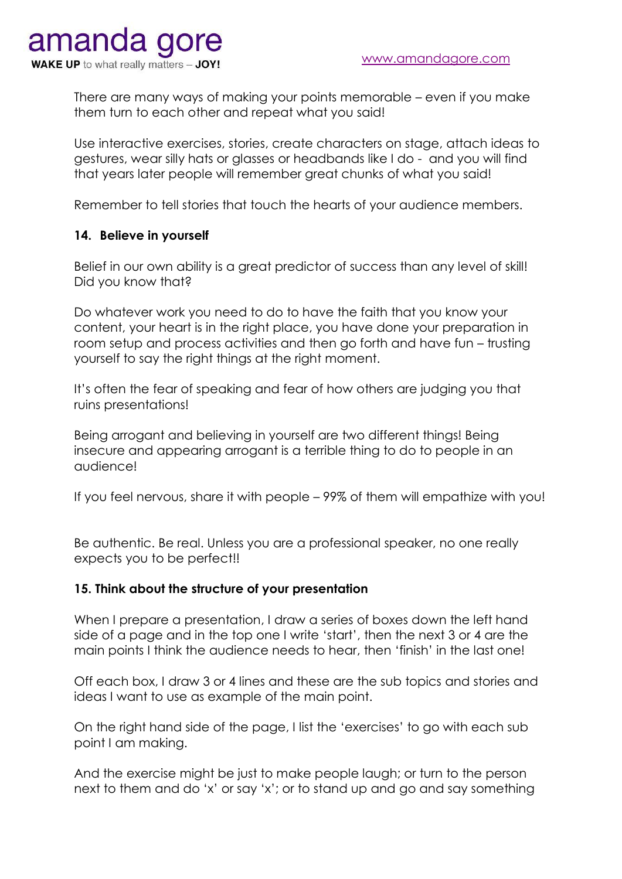There are many ways of making your points memorable – even if you make them turn to each other and repeat what you said!

Use interactive exercises, stories, create characters on stage, attach ideas to gestures, wear silly hats or glasses or headbands like I do - and you will find that years later people will remember great chunks of what you said!

Remember to tell stories that touch the hearts of your audience members.

**14. Believe in yourself**

Belief in our own ability is a great predictor of success than any level of skill! Did you know that?

Do whatever work you need to do to have the faith that you know your content, your heart is in the right place, you have done your preparation in room setup and process activities and then go forth and have fun – trusting yourself to say the right things at the right moment.

It's often the fear of speaking and fear of how others are judging you that ruins presentations!

Being arrogant and believing in yourself are two different things! Being insecure and appearing arrogant is a terrible thing to do to people in an audience!

If you feel nervous, share it with people – 99% of them will empathize with you!

Be authentic. Be real. Unless you are a professional speaker, no one really expects you to be perfect!!

**15. Think about the structure of your presentation**

When I prepare a presentation, I draw a series of boxes down the left hand side of a page and in the top one I write 'start', then the next 3 or 4 are the main points I think the audience needs to hear, then 'finish' in the last one!

Off each box, I draw 3 or 4 lines and these are the sub topics and stories and ideas I want to use as example of the main point.

On the right hand side of the page, I list the 'exercises' to go with each sub point I am making.

And the exercise might be just to make people laugh; or turn to the person next to them and do 'x' or say 'x'; or to stand up and go and say something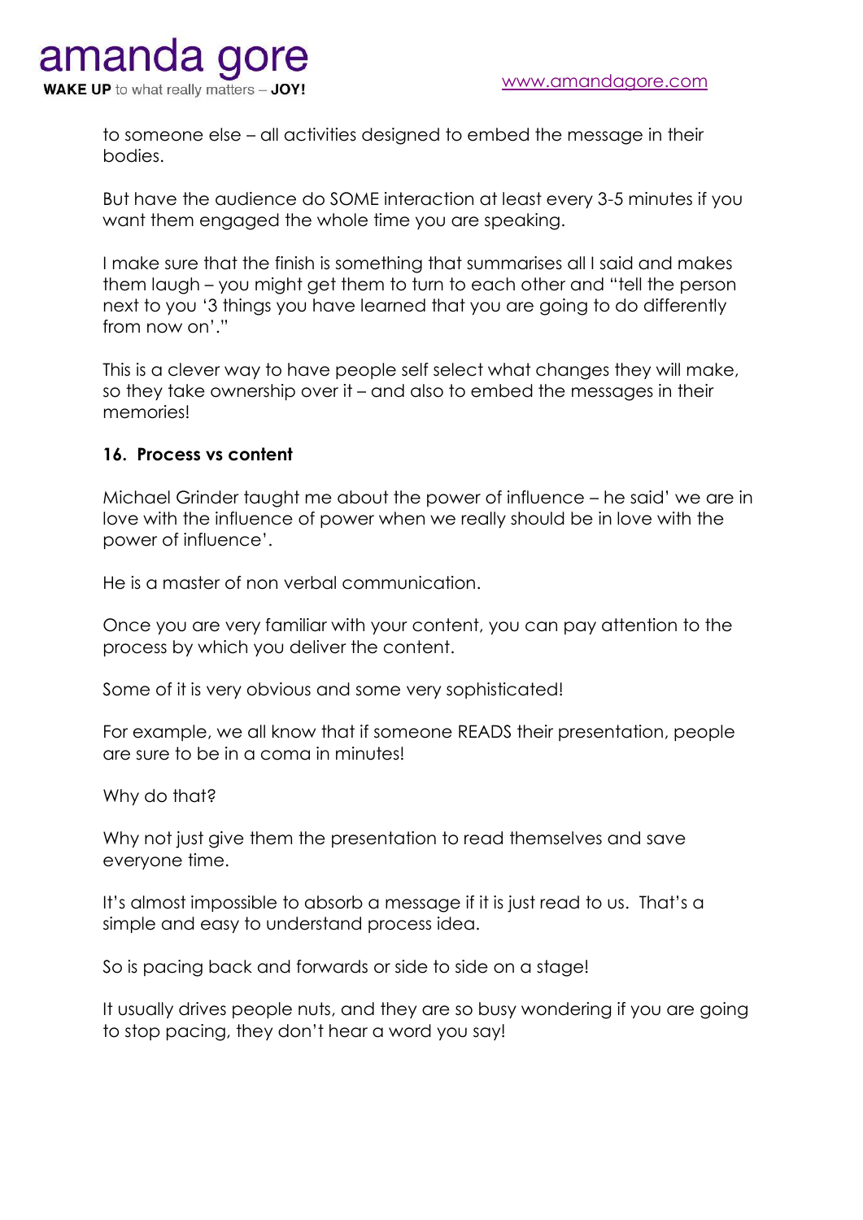to someone else – all activities designed to embed the message in their bodies.

But have the audience do SOME interaction at least every 3-5 minutes if you want them engaged the whole time you are speaking.

I make sure that the finish is something that summarises all I said and makes them laugh – you might get them to turn to each other and "tell the person next to you '3 things you have learned that you are going to do differently from now on'."

This is a clever way to have people self select what changes they will make, so they take ownership over it – and also to embed the messages in their memories!

**16. Process vs content**

Michael Grinder taught me about the power of influence – he said' we are in love with the influence of power when we really should be in love with the power of influence'.

He is a master of non verbal communication.

Once you are very familiar with your content, you can pay attention to the process by which you deliver the content.

Some of it is very obvious and some very sophisticated!

For example, we all know that if someone READS their presentation, people are sure to be in a coma in minutes!

Why do that?

Why not just give them the presentation to read themselves and save everyone time.

It's almost impossible to absorb a message if it is just read to us. That's a simple and easy to understand process idea.

So is pacing back and forwards or side to side on a stage!

It usually drives people nuts, and they are so busy wondering if you are going to stop pacing, they don't hear a word you say!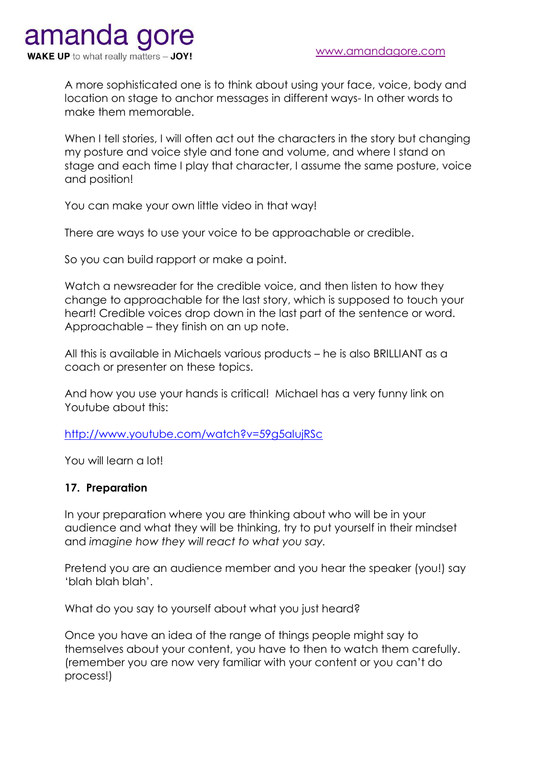A more sophisticated one is to think about using your face, voice, body and location on stage to anchor messages in different ways- In other words to make them memorable.

When I tell stories, I will often act out the characters in the story but changing my posture and voice style and tone and volume, and where I stand on stage and each time I play that character, I assume the same posture, voice and position!

You can make your own little video in that way!

There are ways to use your voice to be approachable or credible.

So you can build rapport or make a point.

Watch a newsreader for the credible voice, and then listen to how they change to approachable for the last story, which is supposed to touch your heart! Credible voices drop down in the last part of the sentence or word. Approachable – they finish on an up note.

All this is available in Michaels various products – he is also BRILLIANT as a coach or presenter on these topics.

And how you use your hands is critical! Michael has a very funny link on Youtube about this:

http://www.youtube.com/watch?v=59g5aIujRSc

You will learn a lot!

**17. Preparation**

In your preparation where you are thinking about who will be in your audience and what they will be thinking, try to put yourself in their mindset and *imagine how they will react to what you say.*

Pretend you are an audience member and you hear the speaker (you!) say 'blah blah blah'.

What do you say to yourself about what you just heard?

Once you have an idea of the range of things people might say to themselves about your content, you have to then to watch them carefully. (remember you are now very familiar with your content or you can't do process!)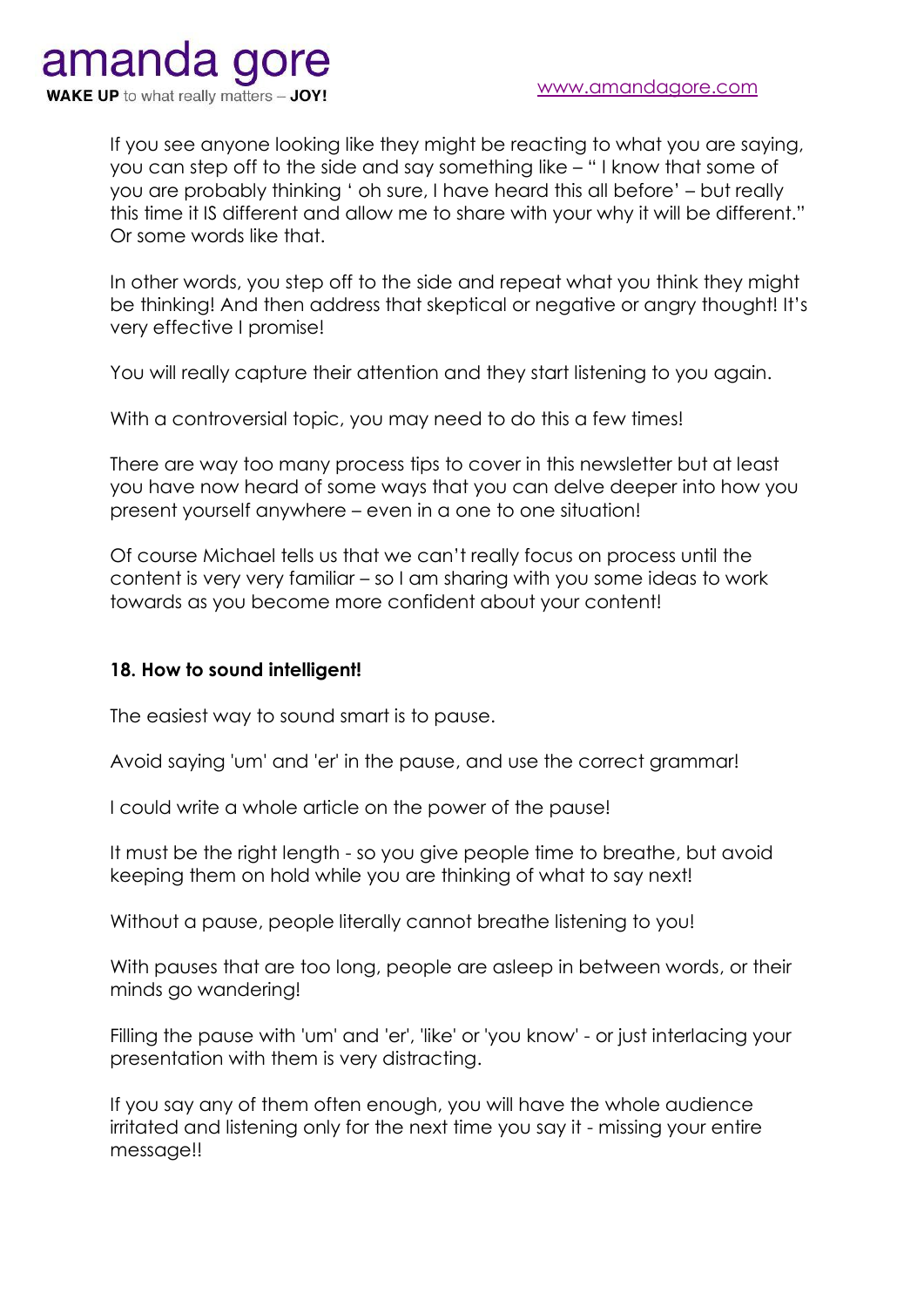If you see anyone looking like they might be reacting to what you are saying, you can step off to the side and say something like – " I know that some of you are probably thinking ' oh sure, I have heard this all before' – but really this time it IS different and allow me to share with your why it will be different." Or some words like that.

In other words, you step off to the side and repeat what you think they might be thinking! And then address that skeptical or negative or angry thought! It's very effective I promise!

You will really capture their attention and they start listening to you again.

With a controversial topic, you may need to do this a few times!

There are way too many process tips to cover in this newsletter but at least you have now heard of some ways that you can delve deeper into how you present yourself anywhere – even in a one to one situation!

Of course Michael tells us that we can't really focus on process until the content is very very familiar – so I am sharing with you some ideas to work towards as you become more confident about your content!

**18. How to sound intelligent!**

The easiest way to sound smart is to pause.

Avoid saying 'um' and 'er' in the pause, and use the correct grammar!

I could write a whole article on the power of the pause!

It must be the right length - so you give people time to breathe, but avoid keeping them on hold while you are thinking of what to say next!

Without a pause, people literally cannot breathe listening to you!

With pauses that are too long, people are asleep in between words, or their minds go wandering!

Filling the pause with 'um' and 'er', 'like' or 'you know' - or just interlacing your presentation with them is very distracting.

If you say any of them often enough, you will have the whole audience irritated and listening only for the next time you say it - missing your entire message!!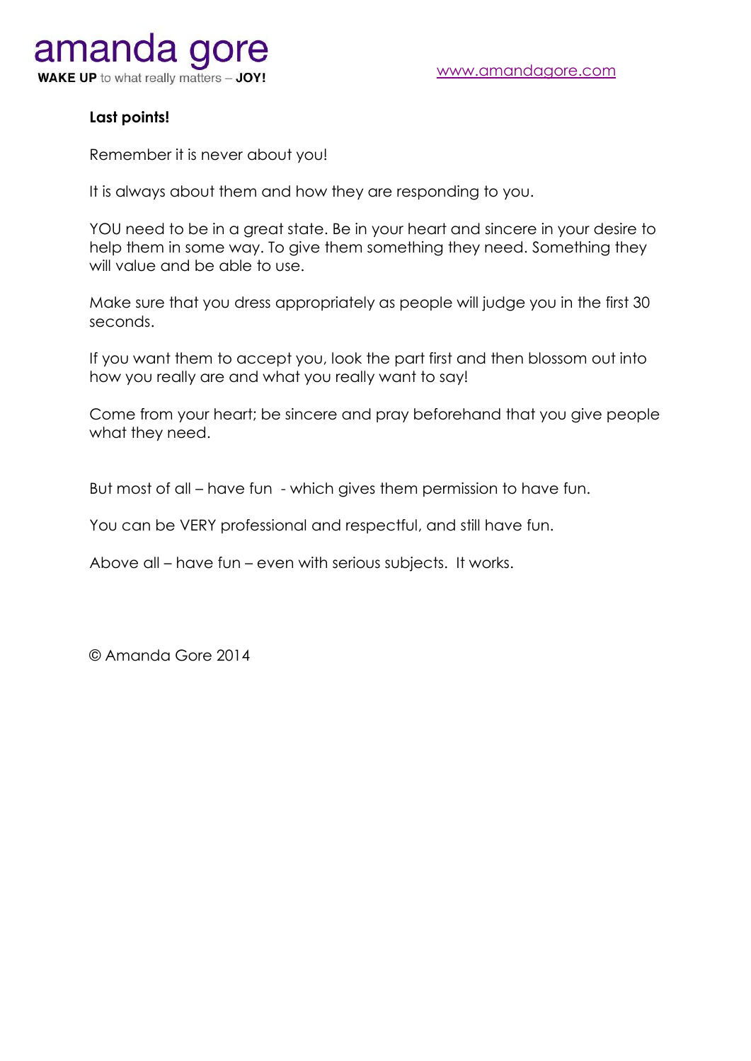**Last points!**

Remember it is never about you!

It is always about them and how they are responding to you.

YOU need to be in a great state. Be in your heart and sincere in your desire to help them in some way. To give them something they need. Something they will value and be able to use.

Make sure that you dress appropriately as people will judge you in the first 30 seconds.

If you want them to accept you, look the part first and then blossom out into how you really are and what you really want to say!

Come from your heart; be sincere and pray beforehand that you give people what they need.

But most of all – have fun - which gives them permission to have fun.

You can be VERY professional and respectful, and still have fun.

Above all – have fun – even with serious subjects. It works.

© Amanda Gore 2014